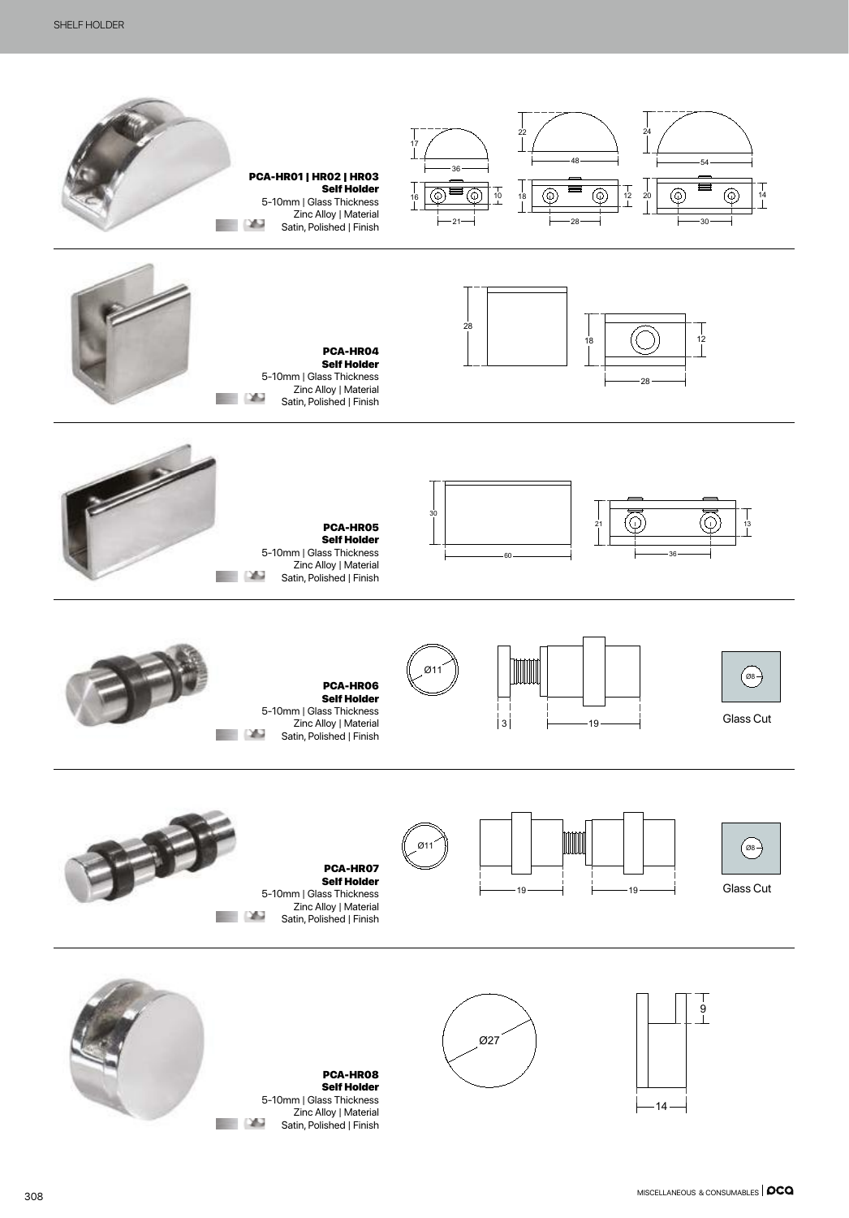# SHELF HOLDER

## PCA-HR01 | HR02 | HR03
**Self Holder**
5-10mm | Glass Thickness
Zinc Alloy | Material
Satin, Polished | Finish

## PCA-HR04
**Self Holder**
5-10mm | Glass Thickness
Zinc Alloy | Material
Satin, Polished | Finish

## PCA-HR05
**Self Holder**
5-10mm | Glass Thickness
Zinc Alloy | Material
Satin, Polished | Finish

## PCA-HR06
**Self Holder**
5-10mm | Glass Thickness
Zinc Alloy | Material
Satin, Polished | Finish

Glass Cut

## PCA-HR07
**Self Holder**
5-10mm | Glass Thickness
Zinc Alloy | Material
Satin, Polished | Finish

Glass Cut

## PCA-HR08
**Self Holder**
5-10mm | Glass Thickness
Zinc Alloy | Material
Satin, Polished | Finish

MISCELLANEOUS & CONSUMABLES | PCA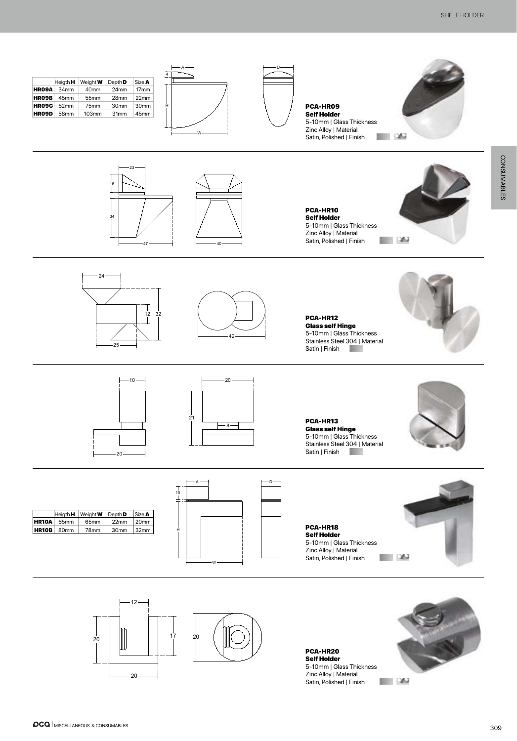| | Heigth **H** | Weight **W** | Depth **D** | Size **A** |
|---|---|---|---|---|
| **HR09A** | 34mm | 40mm | 24mm | 17mm |
| **HR09B** | 45mm | 55mm | 28mm | 22mm |
| **HR09C** | 52mm | 75mm | 30mm | 30mm |
| **HR09D** | 58mm | 103mm | 31mm | 45mm |

**PCA-HR09**
**Self Holder**
5-10mm | Glass Thickness
Zinc Alloy | Material
Satin, Polished | Finish

---

**PCA-HR10**
**Self Holder**
5-10mm | Glass Thickness
Zinc Alloy | Material
Satin, Polished | Finish

---

**PCA-HR12**
**Glass self Hinge**
5-10mm | Glass Thickness
Stainless Steel 304 | Material
Satin | Finish

---

**PCA-HR13**
**Glass self Hinge**
5-10mm | Glass Thickness
Stainless Steel 304 | Material
Satin | Finish

---

| | Heigth **H** | Weight **W** | Depth **D** | Size **A** |
|---|---|---|---|---|
| **HR10A** | 65mm | 65mm | 22mm | 20mm |
| **HR10B** | 80mm | 78mm | 30mm | 32mm |

**PCA-HR18**
**Self Holder**
5-10mm | Glass Thickness
Zinc Alloy | Material
Satin, Polished | Finish

---

**PCA-HR20**
**Self Holder**
5-10mm | Glass Thickness
Zinc Alloy | Material
Satin, Polished | Finish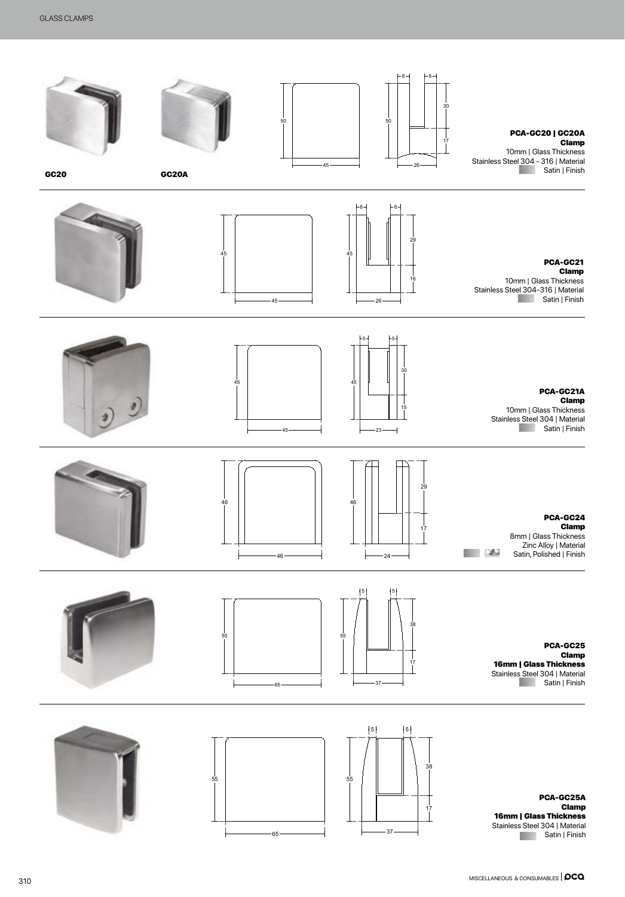# GLASS CLAMPS

GC20

GC20A

50

45

8 8

50

30

17

26

**PCA-GC20 | GC20A**
**Clamp**
10mm | Glass Thickness
Stainless Steel 304 - 316 | Material
Satin | Finish

---

45

45

6 6

45

29

16

26

**PCA-GC21**
**Clamp**
10mm | Glass Thickness
Stainless Steel 304-316 | Material
Satin | Finish

---

45

45

5 5

45

30

15

23

**PCA-GC21A**
**Clamp**
10mm | Glass Thickness
Stainless Steel 304 | Material
Satin | Finish

---

46

46

46

29

17

24

**PCA-GC24**
**Clamp**
8mm | Glass Thickness
Zinc Alloy | Material
Satin, Polished | Finish

---

55

65

5 5

55

38

17

37

**PCA-GC25**
**Clamp**
**16mm | Glass Thickness**
Stainless Steel 304 | Material
Satin | Finish

---

55

65

5 5

55

38

17

37

**PCA-GC25A**
**Clamp**
**16mm | Glass Thickness**
Stainless Steel 304 | Material
Satin | Finish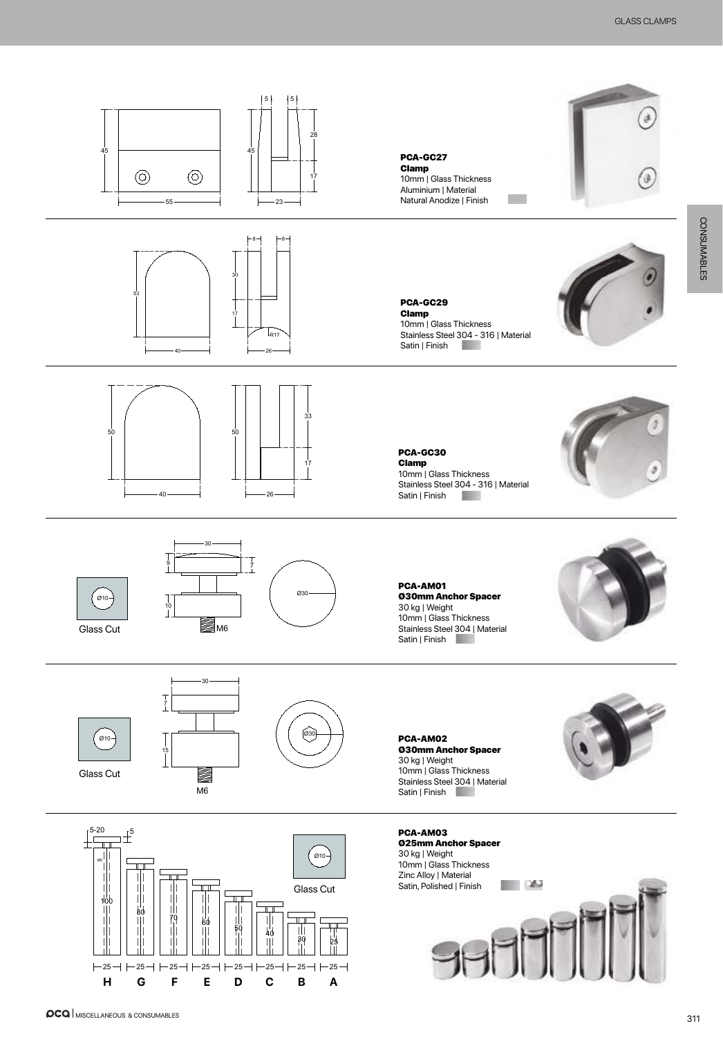**PCA-GC27**
**Clamp**
10mm | Glass Thickness
Aluminium | Material
Natural Anodize | Finish

**PCA-GC29**
**Clamp**
10mm | Glass Thickness
Stainless Steel 304 - 316 | Material
Satin | Finish

**PCA-GC30**
**Clamp**
10mm | Glass Thickness
Stainless Steel 304 - 316 | Material
Satin | Finish

**PCA-AM01**
**Ø30mm Anchor Spacer**
30 kg | Weight
10mm | Glass Thickness
Stainless Steel 304 | Material
Satin | Finish

Glass Cut

**PCA-AM02**
**Ø30mm Anchor Spacer**
30 kg | Weight
10mm | Glass Thickness
Stainless Steel 304 | Material
Satin | Finish

Glass Cut

**PCA-AM03**
**Ø25mm Anchor Spacer**
30 kg | Weight
10mm | Glass Thickness
Zinc Alloy | Material
Satin, Polished | Finish

Glass Cut

H G F E D C B A